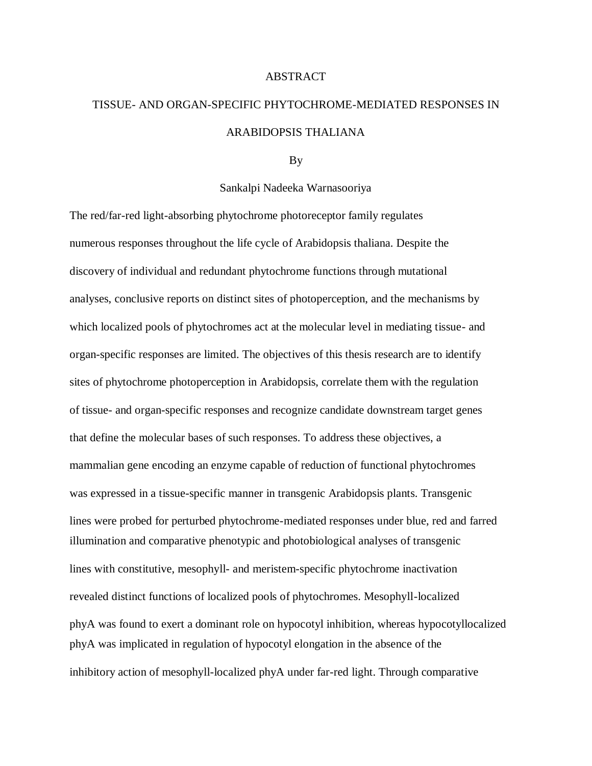# ABSTRACT

## TISSUE- AND ORGAN-SPECIFIC PHYTOCHROME-MEDIATED RESPONSES IN ARABIDOPSIS THALIANA

By

Sankalpi Nadeeka Warnasooriya

The red/far-red light-absorbing phytochrome photoreceptor family regulates numerous responses throughout the life cycle of Arabidopsis thaliana. Despite the discovery of individual and redundant phytochrome functions through mutational analyses, conclusive reports on distinct sites of photoperception, and the mechanisms by which localized pools of phytochromes act at the molecular level in mediating tissue- and organ-specific responses are limited. The objectives of this thesis research are to identify sites of phytochrome photoperception in Arabidopsis, correlate them with the regulation of tissue- and organ-specific responses and recognize candidate downstream target genes that define the molecular bases of such responses. To address these objectives, a mammalian gene encoding an enzyme capable of reduction of functional phytochromes was expressed in a tissue-specific manner in transgenic Arabidopsis plants. Transgenic lines were probed for perturbed phytochrome-mediated responses under blue, red and farred illumination and comparative phenotypic and photobiological analyses of transgenic lines with constitutive, mesophyll- and meristem-specific phytochrome inactivation revealed distinct functions of localized pools of phytochromes. Mesophyll-localized phyA was found to exert a dominant role on hypocotyl inhibition, whereas hypocotyllocalized phyA was implicated in regulation of hypocotyl elongation in the absence of the inhibitory action of mesophyll-localized phyA under far-red light. Through comparative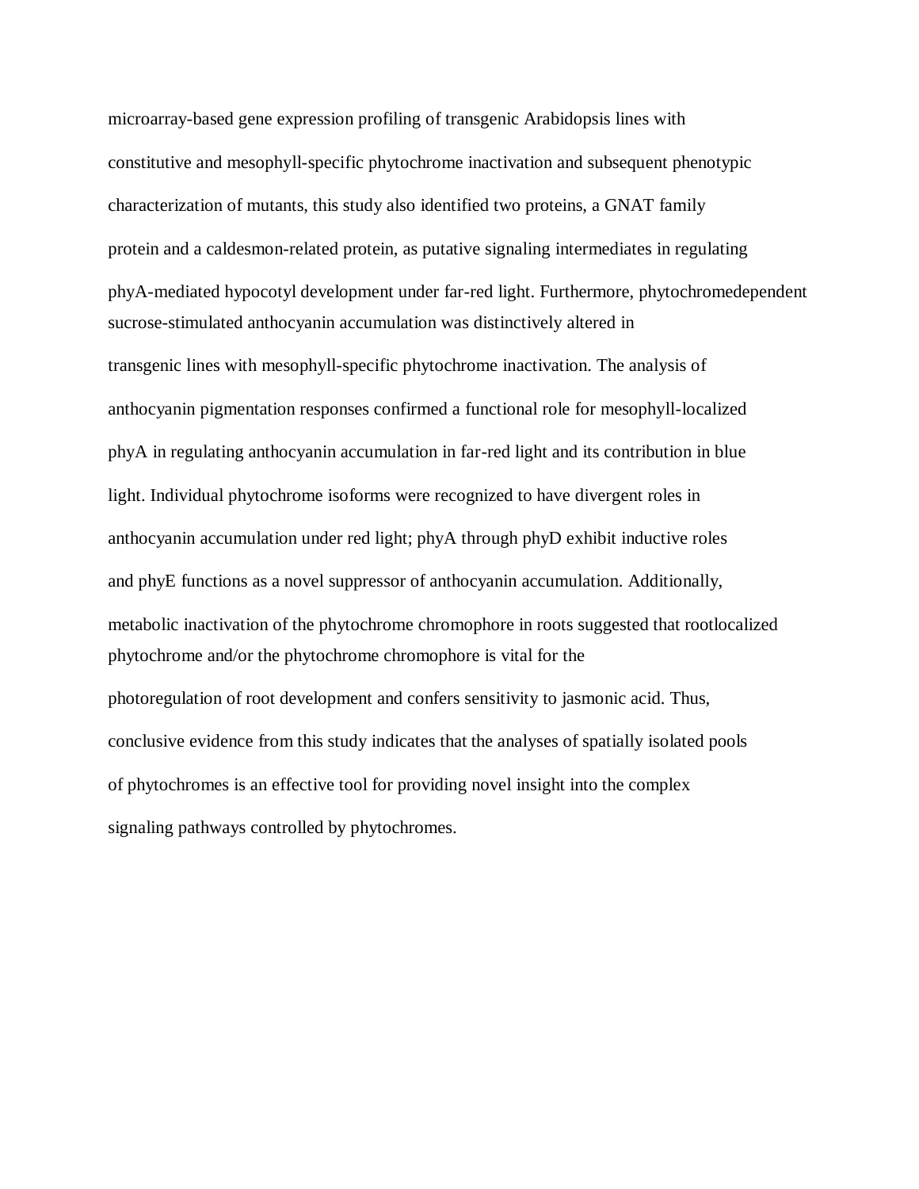microarray-based gene expression profiling of transgenic Arabidopsis lines with constitutive and mesophyll-specific phytochrome inactivation and subsequent phenotypic characterization of mutants, this study also identified two proteins, a GNAT family protein and a caldesmon-related protein, as putative signaling intermediates in regulating phyA-mediated hypocotyl development under far-red light. Furthermore, phytochromedependent sucrose-stimulated anthocyanin accumulation was distinctively altered in transgenic lines with mesophyll-specific phytochrome inactivation. The analysis of anthocyanin pigmentation responses confirmed a functional role for mesophyll-localized phyA in regulating anthocyanin accumulation in far-red light and its contribution in blue light. Individual phytochrome isoforms were recognized to have divergent roles in anthocyanin accumulation under red light; phyA through phyD exhibit inductive roles and phyE functions as a novel suppressor of anthocyanin accumulation. Additionally, metabolic inactivation of the phytochrome chromophore in roots suggested that rootlocalized phytochrome and/or the phytochrome chromophore is vital for the photoregulation of root development and confers sensitivity to jasmonic acid. Thus, conclusive evidence from this study indicates that the analyses of spatially isolated pools of phytochromes is an effective tool for providing novel insight into the complex signaling pathways controlled by phytochromes.